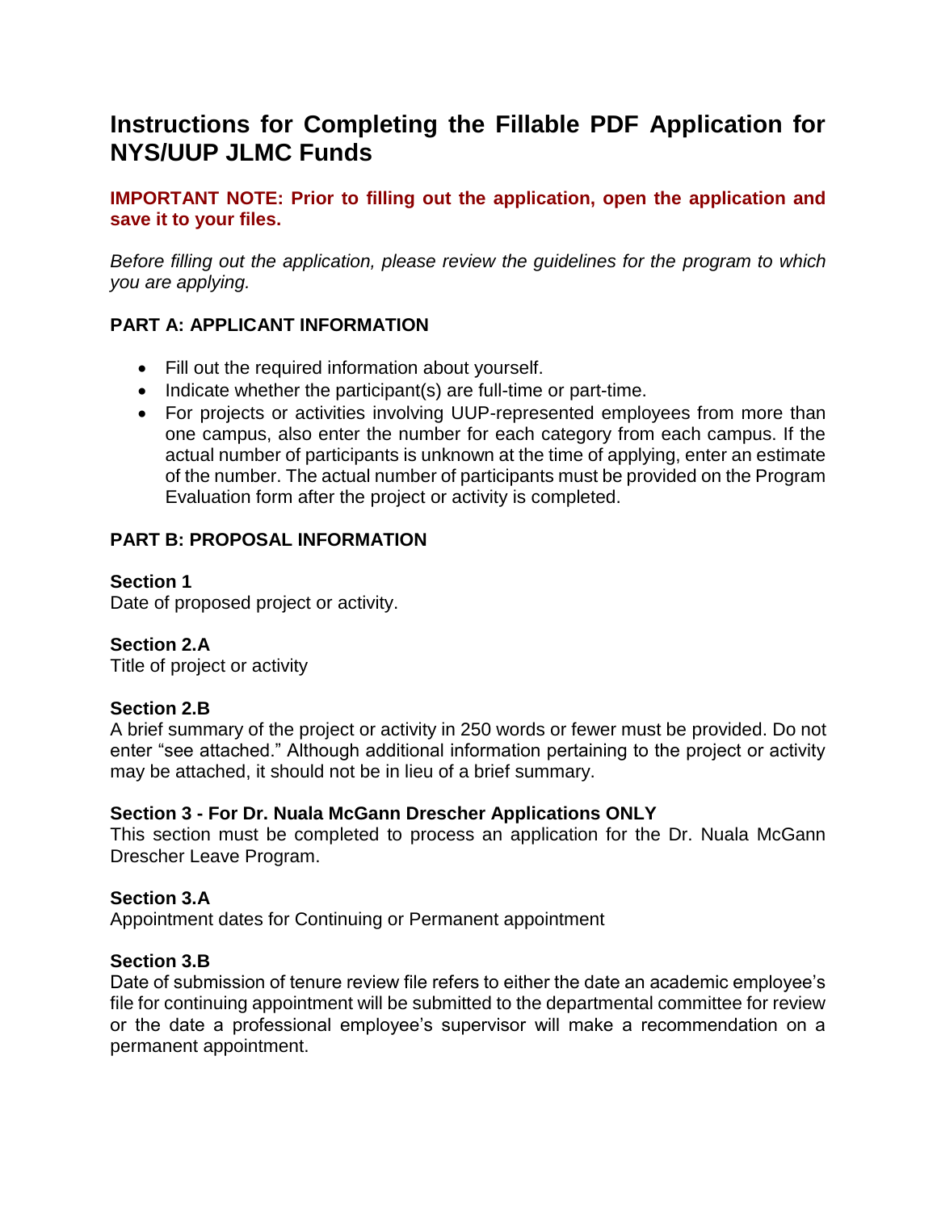# Instructions for Completing the Fillable PDF Application for NYS/UUP JLMC Funds

**IMPORTANT NOTE: Prior to filling out the application, open the application and save it to your files.**

*Before filling out the application, please review the guidelines for the program to which you are applying.*

## PART A: APPLICANT INFORMATION

- Fill out the required information about yourself.
- Indicate whether the participant(s) are full-time or part-time.
- For projects or activities involving UUP-represented employees from more than one campus, also enter the number for each category from each campus. If the actual number of participants is unknown at the time of applying, enter an estimate of the number. The actual number of participants must be provided on the Program Evaluation form after the project or activity is completed.

## PART B: PROPOSAL INFORMATION

### Section 1

Date of proposed project or activity.

### Section 2.A

Title of project or activity

### Section 2.B

A brief summary of the project or activity in 250 words or fewer must be provided. Do not enter "see attached." Although additional information pertaining to the project or activity may be attached, it should not be in lieu of a brief summary.

### Section 3 - For Dr. Nuala McGann Drescher Applications ONLY

This section must be completed to process an application for the Dr. Nuala McGann Drescher Leave Program.

### Section 3.A

Appointment dates for Continuing or Permanent appointment

### Section 3.B

Date of submission of tenure review file refers to either the date an academic employee's file for continuing appointment will be submitted to the departmental committee for review or the date a professional employee's supervisor will make a recommendation on a permanent appointment.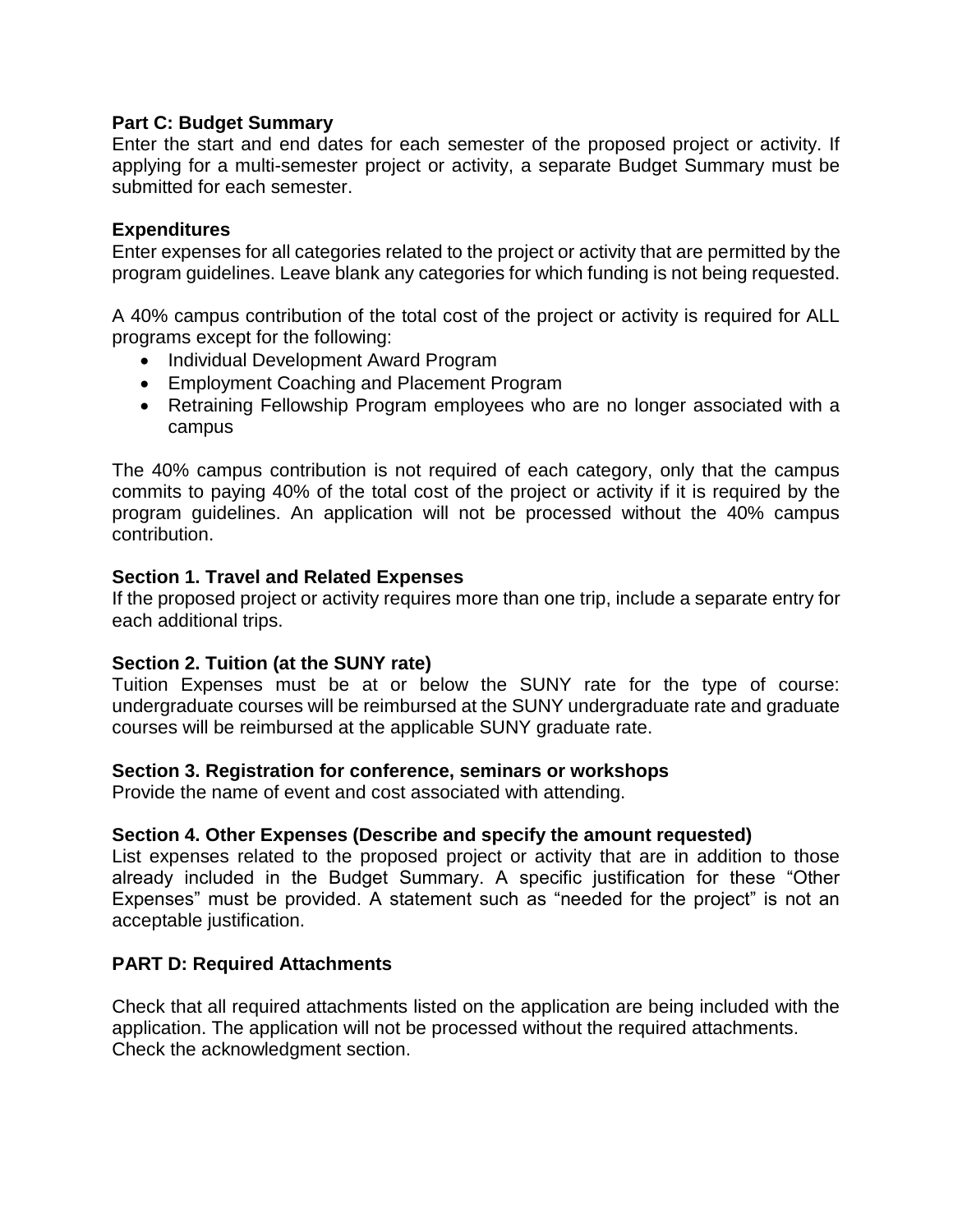**Part C: Budget Summary**

Enter the start and end dates for each semester of the proposed project or activity. If applying for a multi-semester project or activity, a separate Budget Summary must be submitted for each semester.

**Expenditures**

Enter expenses for all categories related to the project or activity that are permitted by the program guidelines. Leave blank any categories for which funding is not being requested.

A 40% campus contribution of the total cost of the project or activity is required for ALL programs except for the following:

- Individual Development Award Program
- Employment Coaching and Placement Program
- Retraining Fellowship Program employees who are no longer associated with a campus

The 40% campus contribution is not required of each category, only that the campus commits to paying 40% of the total cost of the project or activity if it is required by the program guidelines. An application will not be processed without the 40% campus contribution.

**Section 1. Travel and Related Expenses**

If the proposed project or activity requires more than one trip, include a separate entry for each additional trips.

**Section 2. Tuition (at the SUNY rate)**

Tuition Expenses must be at or below the SUNY rate for the type of course: undergraduate courses will be reimbursed at the SUNY undergraduate rate and graduate courses will be reimbursed at the applicable SUNY graduate rate.

**Section 3. Registration for conference, seminars or workshops**

Provide the name of event and cost associated with attending.

**Section 4. Other Expenses (Describe and specify the amount requested)**

List expenses related to the proposed project or activity that are in addition to those already included in the Budget Summary. A specific justification for these "Other Expenses" must be provided. A statement such as "needed for the project" is not an acceptable justification.

**PART D: Required Attachments**

Check that all required attachments listed on the application are being included with the application. The application will not be processed without the required attachments.
Check the acknowledgment section.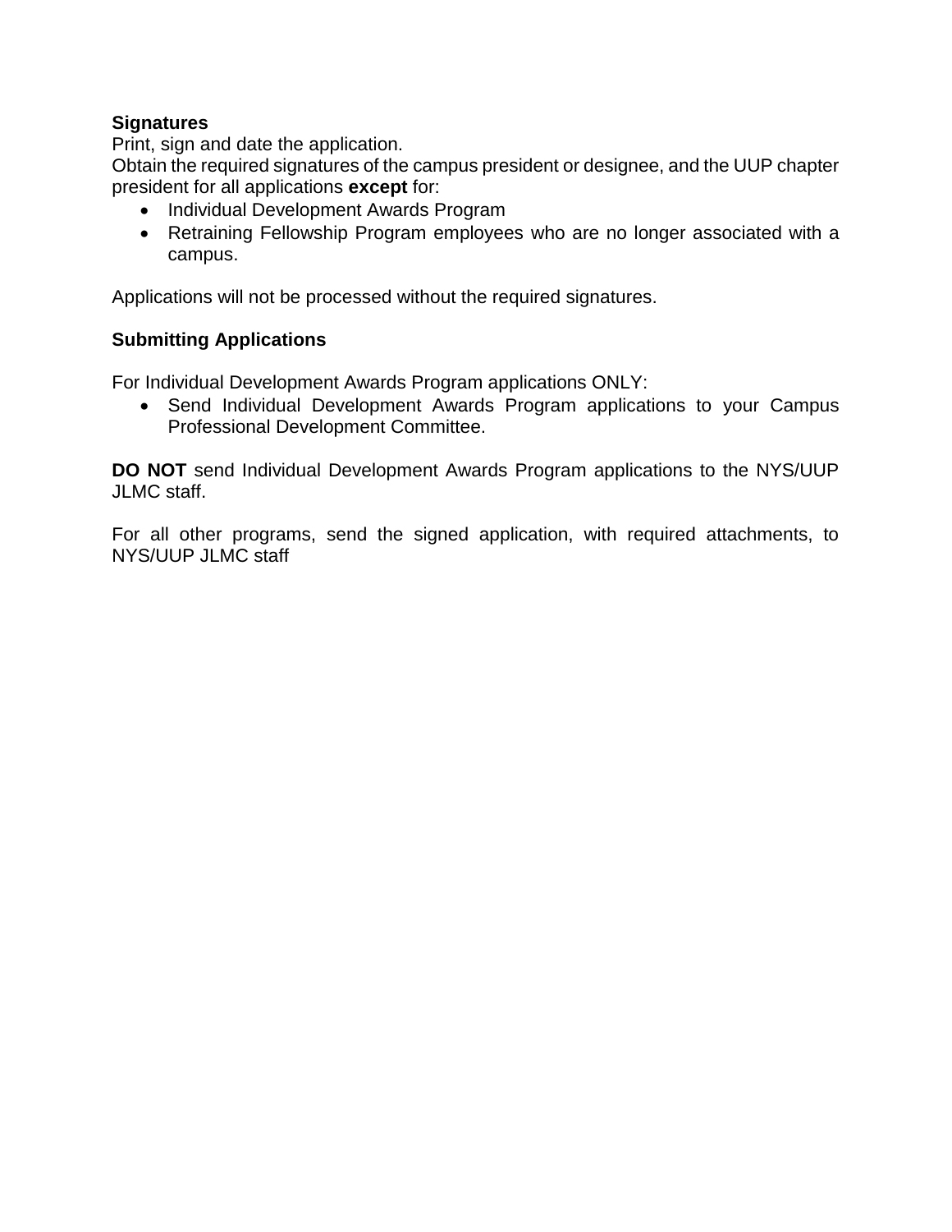**Signatures**

Print, sign and date the application.

Obtain the required signatures of the campus president or designee, and the UUP chapter president for all applications **except** for:

- Individual Development Awards Program
- Retraining Fellowship Program employees who are no longer associated with a campus.

Applications will not be processed without the required signatures.

**Submitting Applications**

For Individual Development Awards Program applications ONLY:

- Send Individual Development Awards Program applications to your Campus Professional Development Committee.

**DO NOT** send Individual Development Awards Program applications to the NYS/UUP JLMC staff.

For all other programs, send the signed application, with required attachments, to NYS/UUP JLMC staff